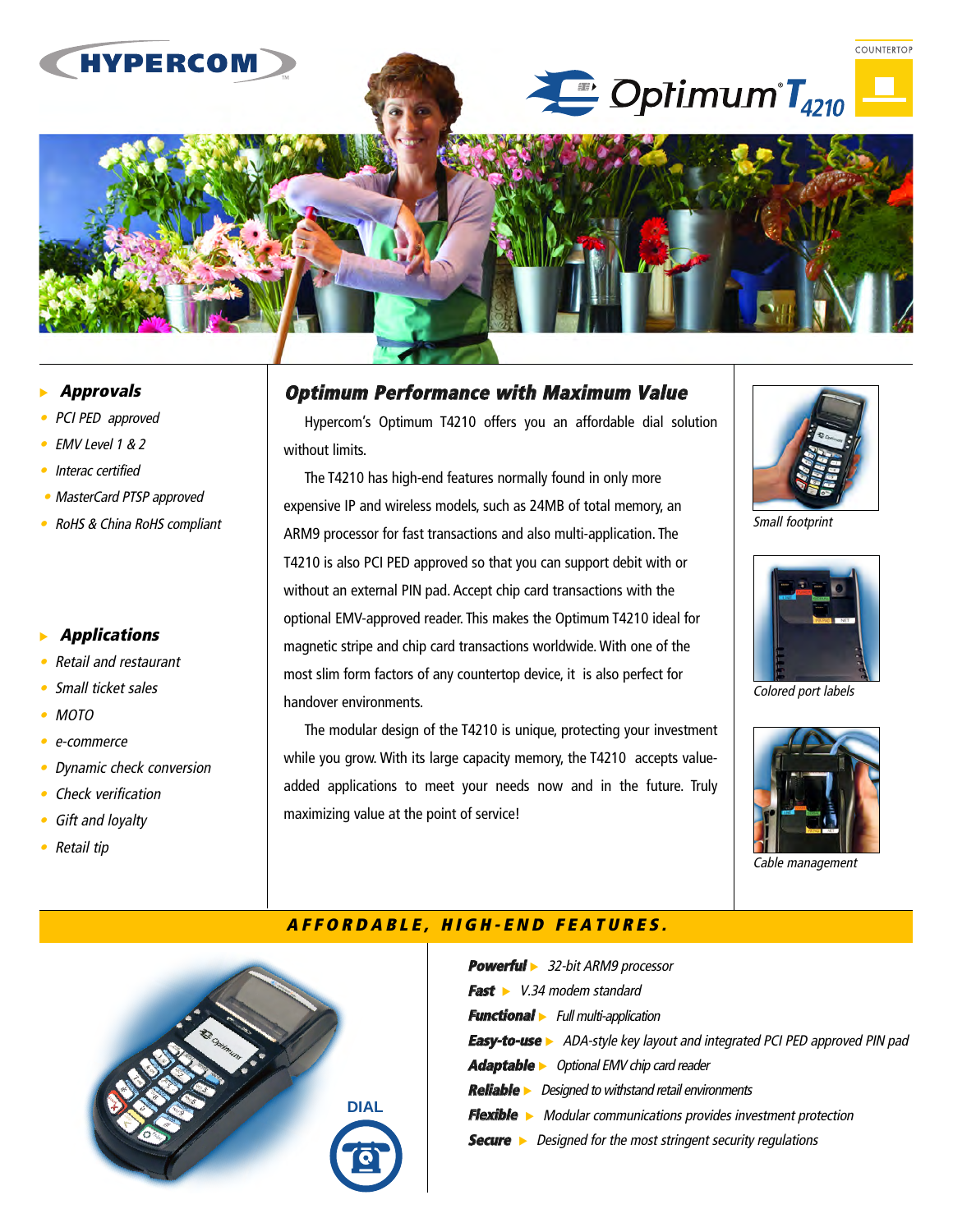HYPERCOM

COUNTERTOP

# Optimum® $T_{4210}$

### Approvals

- PCI PED approved
- EMV Level 1 & 2
- Interac certified
- MasterCard PTSP approved
- RoHS & China RoHS compliant

### Applications

- Retail and restaurant
- Small ticket sales
- MOTO
- e-commerce
- Dynamic check conversion
- Check verification
- Gift and loyalty
- Retail tip

## Optimum Performance with Maximum Value

Hypercom's Optimum T4210 offers you an affordable dial solution without limits.

The T4210 has high-end features normally found in only more expensive IP and wireless models, such as 24MB of total memory, an ARM9 processor for fast transactions and also multi-application. The T4210 is also PCI PED approved so that you can support debit with or without an external PIN pad. Accept chip card transactions with the optional EMV-approved reader. This makes the Optimum T4210 ideal for magnetic stripe and chip card transactions worldwide. With one of the most slim form factors of any countertop device, it is also perfect for handover environments.

The modular design of the T4210 is unique, protecting your investment while you grow. With its large capacity memory, the T4210 accepts value-added applications to meet your needs now and in the future. Truly maximizing value at the point of service!

Small footprint

Colored port labels

Cable management

## AFFORDABLE, HIGH-END FEATURES.

DIAL

- **Powerful** ▸ 32-bit ARM9 processor
- **Fast** ▸ V.34 modem standard
- **Functional** ▸ Full multi-application
- **Easy-to-use** ▸ ADA-style key layout and integrated PCI PED approved PIN pad
- **Adaptable** ▸ Optional EMV chip card reader
- **Reliable** ▸ Designed to withstand retail environments
- **Flexible** ▸ Modular communications provides investment protection
- **Secure** ▸ Designed for the most stringent security regulations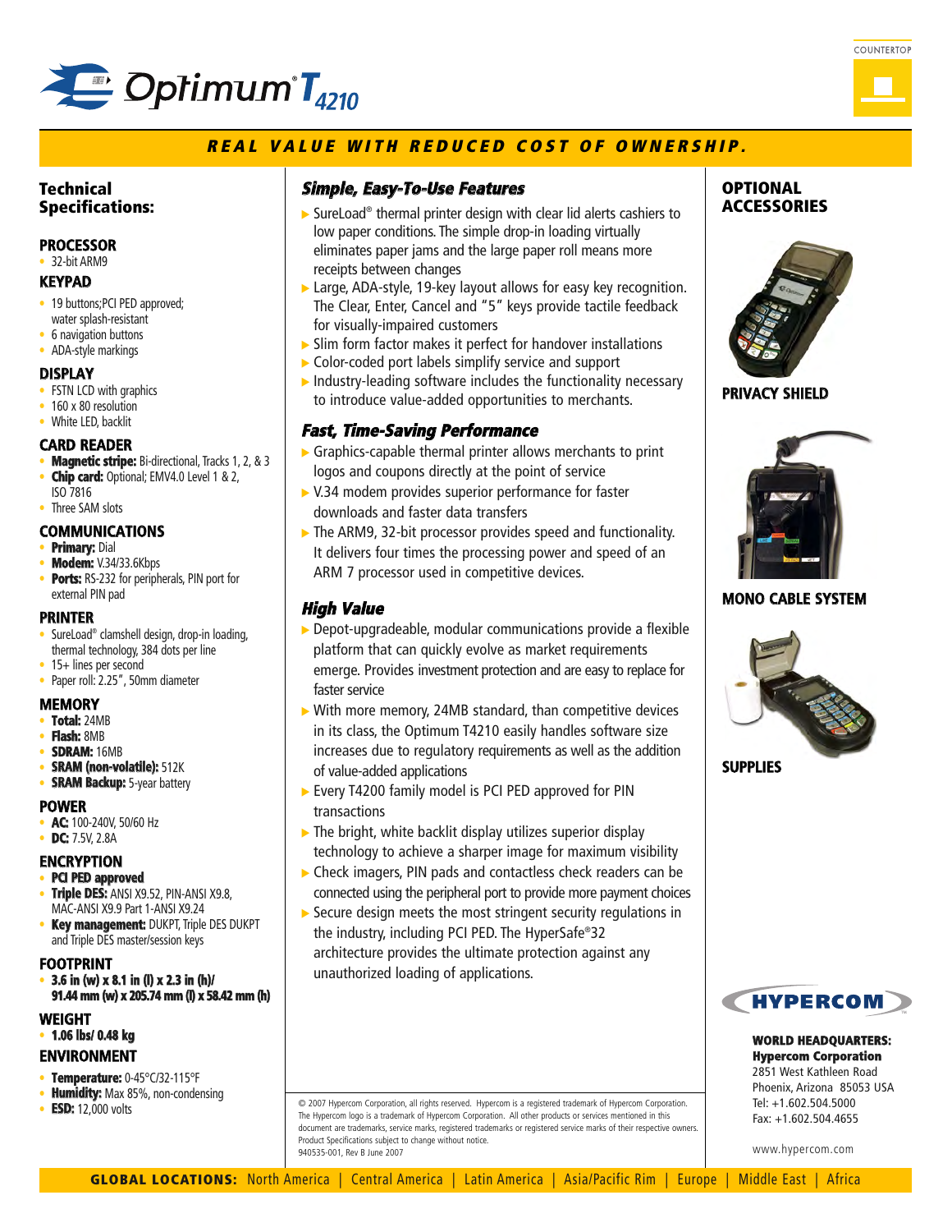# Optimum T4210

COUNTERTOP

**REAL VALUE WITH REDUCED COST OF OWNERSHIP.**

## Technical Specifications:

### PROCESSOR
- 32-bit ARM9

### KEYPAD
- 19 buttons;PCI PED approved; water splash-resistant
- 6 navigation buttons
- ADA-style markings

### DISPLAY
- FSTN LCD with graphics
- 160 x 80 resolution
- White LED, backlit

### CARD READER
- **Magnetic stripe:** Bi-directional, Tracks 1, 2, & 3
- **Chip card:** Optional; EMV4.0 Level 1 & 2, ISO 7816
- Three SAM slots

### COMMUNICATIONS
- **Primary:** Dial
- **Modem:** V.34/33.6Kbps
- **Ports:** RS-232 for peripherals, PIN port for external PIN pad

### PRINTER
- SureLoad® clamshell design, drop-in loading, thermal technology, 384 dots per line
- 15+ lines per second
- Paper roll: 2.25", 50mm diameter

### MEMORY
- **Total:** 24MB
- **Flash:** 8MB
- **SDRAM:** 16MB
- **SRAM (non-volatile):** 512K
- **SRAM Backup:** 5-year battery

### POWER
- **AC:** 100-240V, 50/60 Hz
- **DC:** 7.5V, 2.8A

### ENCRYPTION
- **PCI PED approved**
- **Triple DES:** ANSI X9.52, PIN-ANSI X9.8, MAC-ANSI X9.9 Part 1-ANSI X9.24
- **Key management:** DUKPT, Triple DES DUKPT and Triple DES master/session keys

### FOOTPRINT
- **3.6 in (w) x 8.1 in (l) x 2.3 in (h)/ 91.44 mm (w) x 205.74 mm (l) x 58.42 mm (h)**

### WEIGHT
- **1.06 lbs/ 0.48 kg**

### ENVIRONMENT
- **Temperature:** 0-45°C/32-115°F
- **Humidity:** Max 85%, non-condensing
- **ESD:** 12,000 volts

## Simple, Easy-To-Use Features

- SureLoad® thermal printer design with clear lid alerts cashiers to low paper conditions. The simple drop-in loading virtually eliminates paper jams and the large paper roll means more receipts between changes
- Large, ADA-style, 19-key layout allows for easy key recognition. The Clear, Enter, Cancel and "5" keys provide tactile feedback for visually-impaired customers
- Slim form factor makes it perfect for handover installations
- Color-coded port labels simplify service and support
- Industry-leading software includes the functionality necessary to introduce value-added opportunities to merchants.

## Fast, Time-Saving Performance

- Graphics-capable thermal printer allows merchants to print logos and coupons directly at the point of service
- V.34 modem provides superior performance for faster downloads and faster data transfers
- The ARM9, 32-bit processor provides speed and functionality. It delivers four times the processing power and speed of an ARM 7 processor used in competitive devices.

## High Value

- Depot-upgradeable, modular communications provide a flexible platform that can quickly evolve as market requirements emerge. Provides investment protection and are easy to replace for faster service
- With more memory, 24MB standard, than competitive devices in its class, the Optimum T4210 easily handles software size increases due to regulatory requirements as well as the addition of value-added applications
- Every T4200 family model is PCI PED approved for PIN transactions
- The bright, white backlit display utilizes superior display technology to achieve a sharper image for maximum visibility
- Check imagers, PIN pads and contactless check readers can be connected using the peripheral port to provide more payment choices
- Secure design meets the most stringent security regulations in the industry, including PCI PED. The HyperSafe®32 architecture provides the ultimate protection against any unauthorized loading of applications.

## OPTIONAL ACCESSORIES

PRIVACY SHIELD

MONO CABLE SYSTEM

SUPPLIES

HYPERCOM

**WORLD HEADQUARTERS:**
**Hypercom Corporation**
2851 West Kathleen Road
Phoenix, Arizona 85053 USA
Tel: +1.602.504.5000
Fax: +1.602.504.4655

www.hypercom.com

© 2007 Hypercom Corporation, all rights reserved. Hypercom is a registered trademark of Hypercom Corporation. The Hypercom logo is a trademark of Hypercom Corporation. All other products or services mentioned in this document are trademarks, service marks, registered trademarks or registered service marks of their respective owners. Product Specifications subject to change without notice.
940535-001, Rev B June 2007

**GLOBAL LOCATIONS:** North America | Central America | Latin America | Asia/Pacific Rim | Europe | Middle East | Africa